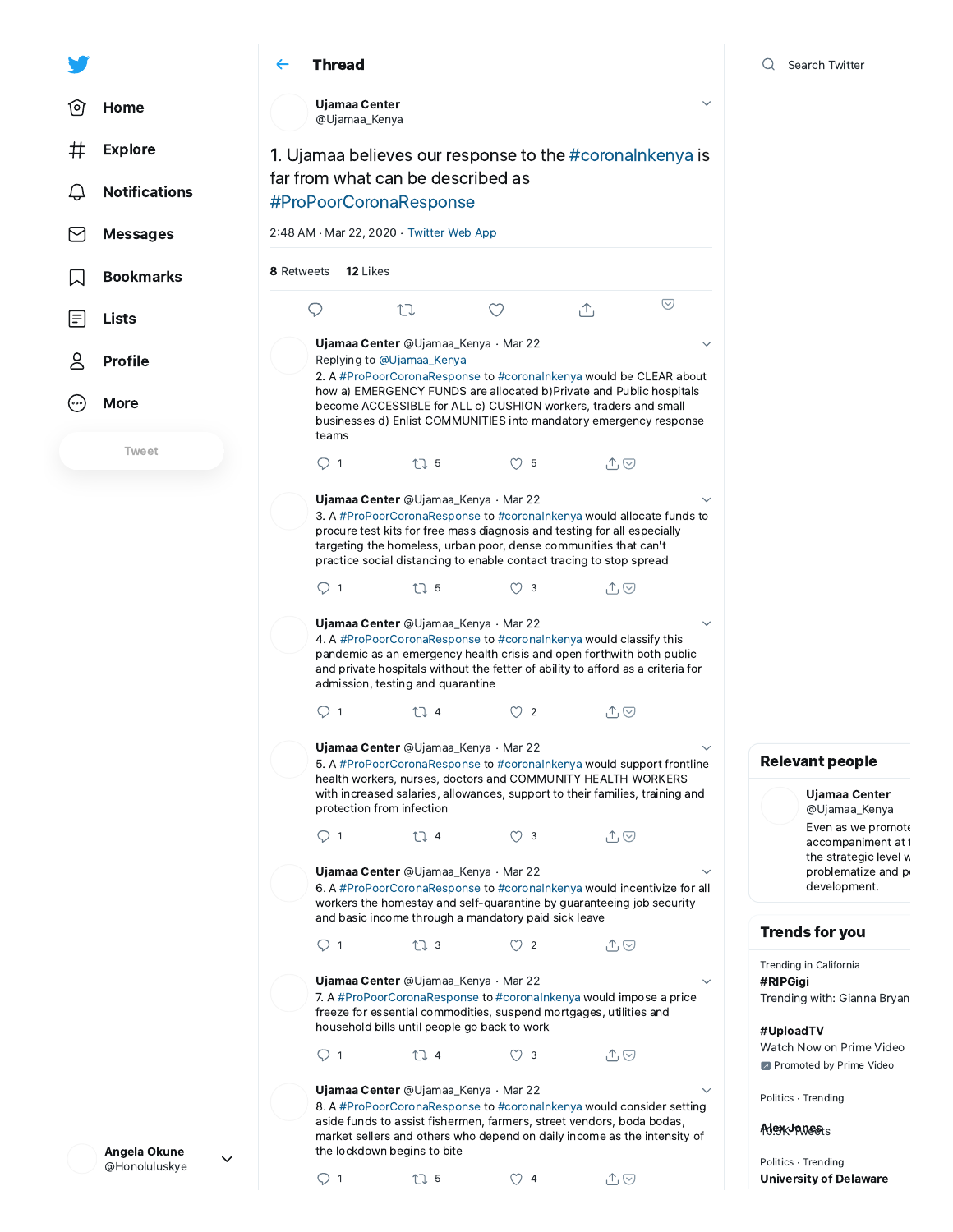Thread

**Ujamaa Center**
@Ujamaa_Kenya

1. Ujamaa believes our response to the #coronaInkenya is far from what can be described as #ProPoorCoronaResponse

2:48 AM · Mar 22, 2020 · Twitter Web App

**8** Retweets **12** Likes

---

**Ujamaa Center** @Ujamaa_Kenya · Mar 22
Replying to @Ujamaa_Kenya
2. A #ProPoorCoronaResponse to #coronaInkenya would be CLEAR about how a) EMERGENCY FUNDS are allocated b)Private and Public hospitals become ACCESSIBLE for ALL c) CUSHION workers, traders and small businesses d) Enlist COMMUNITIES into mandatory emergency response teams

1 5 5

**Ujamaa Center** @Ujamaa_Kenya · Mar 22
3. A #ProPoorCoronaResponse to #coronaInkenya would allocate funds to procure test kits for free mass diagnosis and testing for all especially targeting the homeless, urban poor, dense communities that can't practice social distancing to enable contact tracing to stop spread

1 5 3

**Ujamaa Center** @Ujamaa_Kenya · Mar 22
4. A #ProPoorCoronaResponse to #coronaInkenya would classify this pandemic as an emergency health crisis and open forthwith both public and private hospitals without the fetter of ability to afford as a criteria for admission, testing and quarantine

1 4 2

**Ujamaa Center** @Ujamaa_Kenya · Mar 22
5. A #ProPoorCoronaResponse to #coronaInkenya would support frontline health workers, nurses, doctors and COMMUNITY HEALTH WORKERS with increased salaries, allowances, support to their families, training and protection from infection

1 4 3

**Ujamaa Center** @Ujamaa_Kenya · Mar 22
6. A #ProPoorCoronaResponse to #coronaInkenya would incentivize for all workers the homestay and self-quarantine by guaranteeing job security and basic income through a mandatory paid sick leave

1 3 2

**Ujamaa Center** @Ujamaa_Kenya · Mar 22
7. A #ProPoorCoronaResponse to #coronaInkenya would impose a price freeze for essential commodities, suspend mortgages, utilities and household bills until people go back to work

1 4 3

**Ujamaa Center** @Ujamaa_Kenya · Mar 22
8. A #ProPoorCoronaResponse to #coronaInkenya would consider setting aside funds to assist fishermen, farmers, street vendors, boda bodas, market sellers and others who depend on daily income as the intensity of the lockdown begins to bite

1 5 4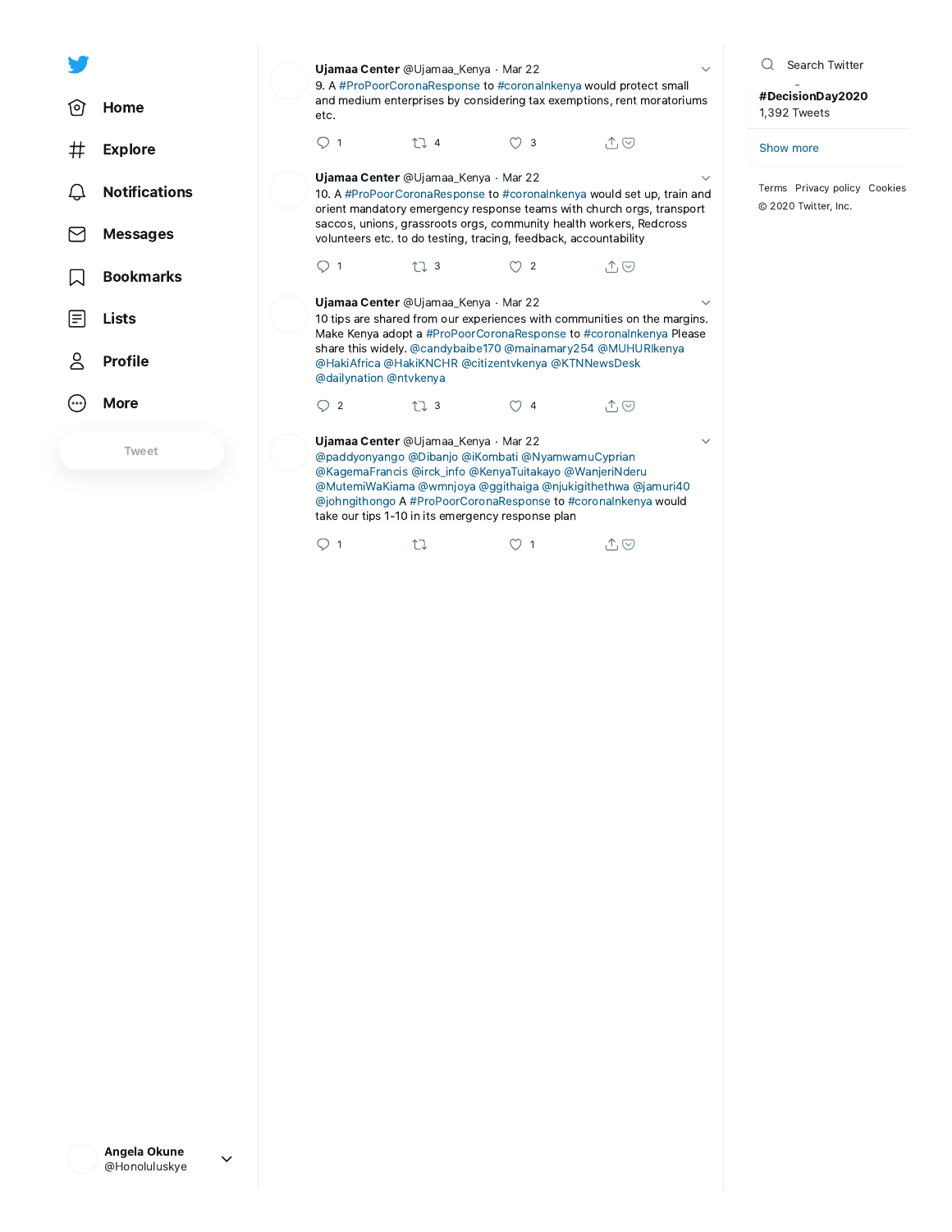Ujamaa Center @Ujamaa_Kenya · Mar 22

9. A #ProPoorCoronaResponse to #coronaInkenya would protect small and medium enterprises by considering tax exemptions, rent moratoriums etc.

1 4 3

Ujamaa Center @Ujamaa_Kenya · Mar 22

10. A #ProPoorCoronaResponse to #coronaInkenya would set up, train and orient mandatory emergency response teams with church orgs, transport saccos, unions, grassroots orgs, community health workers, Redcross volunteers etc. to do testing, tracing, feedback, accountability

1 3 2

Ujamaa Center @Ujamaa_Kenya · Mar 22

10 tips are shared from our experiences with communities on the margins. Make Kenya adopt a #ProPoorCoronaResponse to #coronaInkenya Please share this widely. @candybaibe170 @mainamary254 @MUHURIkenya @HakiAfrica @HakiKNCHR @citizentvkenya @KTNNewsDesk @dailynation @ntvkenya

2 3 4

Ujamaa Center @Ujamaa_Kenya · Mar 22

@paddyonyango @Dibanjo @iKombati @NyamwamuCyprian @KagemaFrancis @irck_info @KenyaTuitakayo @WanjeriNderu @MutemiWaKiama @wmnjoya @ggithaiga @njukigithethwa @jamuri40 @johngithongo A #ProPoorCoronaResponse to #coronaInkenya would take our tips 1-10 in its emergency response plan

1 1